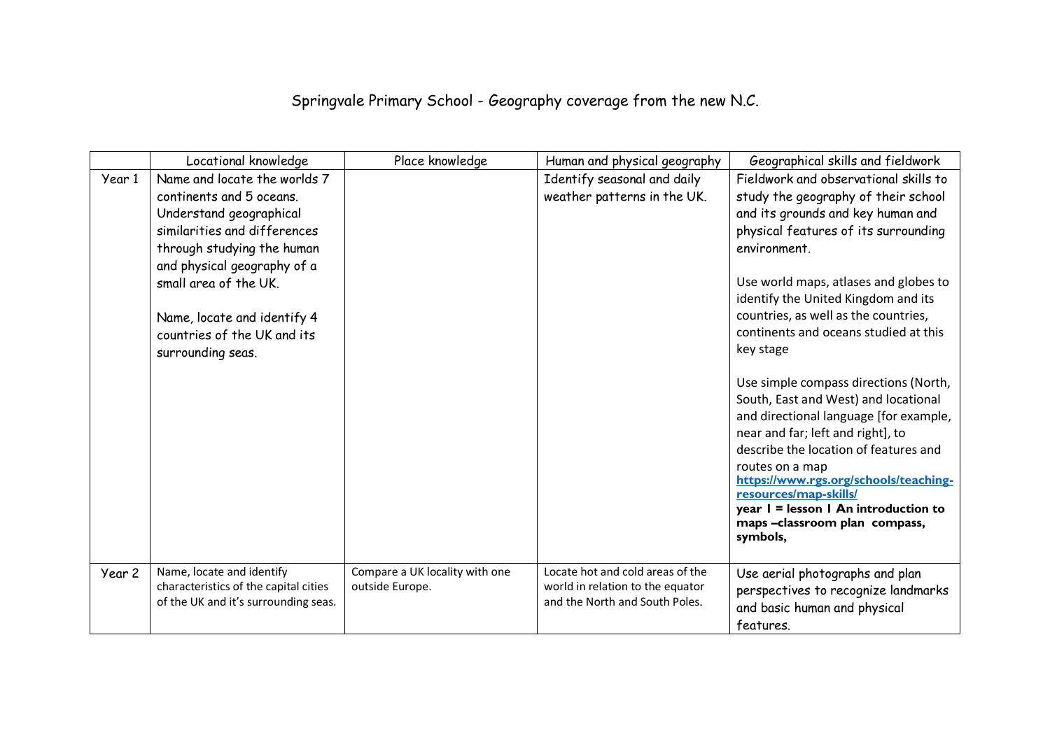# Springvale Primary School - Geography coverage from the new N.C.

| | Locational knowledge | Place knowledge | Human and physical geography | Geographical skills and fieldwork |
|---|---|---|---|---|
| Year 1 | Name and locate the worlds 7 continents and 5 oceans. Understand geographical similarities and differences through studying the human and physical geography of a small area of the UK.<br><br>Name, locate and identify 4 countries of the UK and its surrounding seas. | | Identify seasonal and daily weather patterns in the UK. | Fieldwork and observational skills to study the geography of their school and its grounds and key human and physical features of its surrounding environment.<br><br>Use world maps, atlases and globes to identify the United Kingdom and its countries, as well as the countries, continents and oceans studied at this key stage<br><br>Use simple compass directions (North, South, East and West) and locational and directional language [for example, near and far; left and right], to describe the location of features and routes on a map<br>**https://www.rgs.org/schools/teaching-resources/map-skills/**<br>**year 1 = lesson 1 An introduction to maps –classroom plan compass, symbols,** |
| Year 2 | Name, locate and identify characteristics of the capital cities of the UK and it's surrounding seas. | Compare a UK locality with one outside Europe. | Locate hot and cold areas of the world in relation to the equator and the North and South Poles. | Use aerial photographs and plan perspectives to recognize landmarks and basic human and physical features. |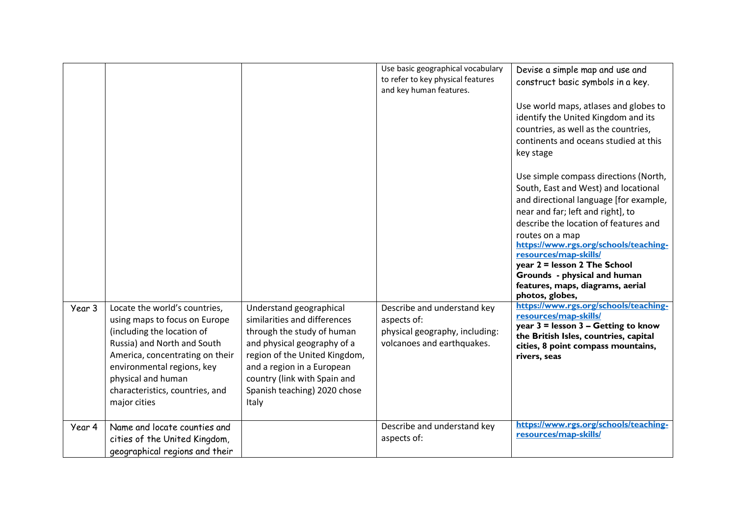| | | | | |
|---|---|---|---|---|
| | | | Use basic geographical vocabulary to refer to key physical features and key human features. | Devise a simple map and use and construct basic symbols in a key.<br><br>Use world maps, atlases and globes to identify the United Kingdom and its countries, as well as the countries, continents and oceans studied at this key stage<br><br>Use simple compass directions (North, South, East and West) and locational and directional language [for example, near and far; left and right], to describe the location of features and routes on a map<br>https://www.rgs.org/schools/teaching-resources/map-skills/<br>**year 2 = lesson 2 The School Grounds - physical and human features, maps, diagrams, aerial photos, globes,** |
| Year 3 | Locate the world's countries, using maps to focus on Europe (including the location of Russia) and North and South America, concentrating on their environmental regions, key physical and human characteristics, countries, and major cities | Understand geographical similarities and differences through the study of human and physical geography of a region of the United Kingdom, and a region in a European country (link with Spain and Spanish teaching) 2020 chose Italy | Describe and understand key aspects of:<br>physical geography, including: volcanoes and earthquakes. | https://www.rgs.org/schools/teaching-resources/map-skills/<br>**year 3 = lesson 3 – Getting to know the British Isles, countries, capital cities, 8 point compass mountains, rivers, seas** |
| Year 4 | Name and locate counties and cities of the United Kingdom, geographical regions and their | | Describe and understand key aspects of: | https://www.rgs.org/schools/teaching-resources/map-skills/ |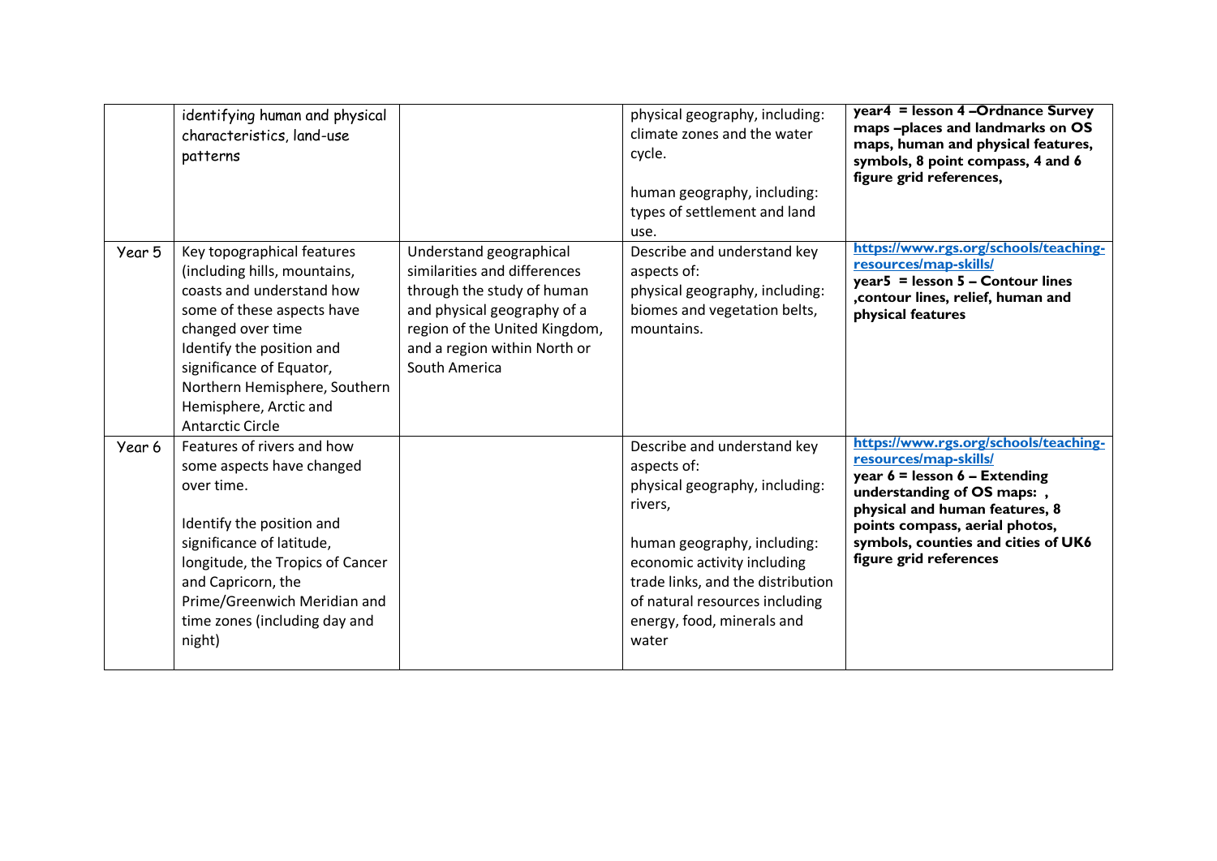| | | | | |
|---|---|---|---|---|
| | identifying human and physical characteristics, land-use patterns | | physical geography, including: climate zones and the water cycle.<br><br>human geography, including: types of settlement and land use. | **year4 = lesson 4 –Ordnance Survey maps –places and landmarks on OS maps, human and physical features, symbols, 8 point compass, 4 and 6 figure grid references,** |
| Year 5 | Key topographical features (including hills, mountains, coasts and understand how some of these aspects have changed over time<br>Identify the position and significance of Equator, Northern Hemisphere, Southern Hemisphere, Arctic and Antarctic Circle | Understand geographical similarities and differences through the study of human and physical geography of a region of the United Kingdom, and a region within North or South America | Describe and understand key aspects of:<br>physical geography, including: biomes and vegetation belts, mountains. | **https://www.rgs.org/schools/teaching-resources/map-skills/**<br>**year5 = lesson 5 – Contour lines ,contour lines, relief, human and physical features** |
| Year 6 | Features of rivers and how some aspects have changed over time.<br><br>Identify the position and significance of latitude, longitude, the Tropics of Cancer and Capricorn, the Prime/Greenwich Meridian and time zones (including day and night) | | Describe and understand key aspects of:<br>physical geography, including: rivers,<br><br>human geography, including: economic activity including trade links, and the distribution of natural resources including energy, food, minerals and water | **https://www.rgs.org/schools/teaching-resources/map-skills/**<br>**year 6 = lesson 6 – Extending understanding of OS maps: , physical and human features, 8 points compass, aerial photos, symbols, counties and cities of UK6 figure grid references** |